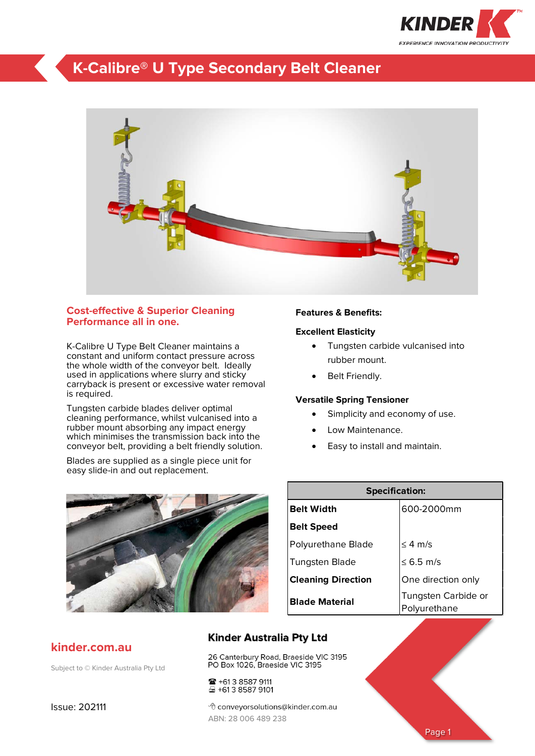# K-Calibre® U Type Secondary Belt Cleaner

## Cost-effective & Superior Cleaning Performance all in one.

K-Calibre U Type Belt Cleaner maintains a constant and uniform contact pressure across the whole width of the conveyor belt. Ideally used in applications where slurry and sticky carryback is present or excessive water removal is required.

Tungsten carbide blades deliver optimal cleaning performance, whilst vulcanised into a rubber mount absorbing any impact energy which minimises the transmission back into the conveyor belt, providing a belt friendly solution.

Blades are supplied as a single piece unit for easy slide-in and out replacement.

**Features & Benefits:**

**Excellent Elasticity**

- Tungsten carbide vulcanised into rubber mount.
- Belt Friendly.

**Versatile Spring Tensioner**

- Simplicity and economy of use.
- Low Maintenance.
- Easy to install and maintain.

| Specification: | |
|---|---|
| **Belt Width** | 600-2000mm |
| **Belt Speed** | |
| Polyurethane Blade | ≤ 4 m/s |
| Tungsten Blade | ≤ 6.5 m/s |
| **Cleaning Direction** | One direction only |
| **Blade Material** | Tungsten Carbide or Polyurethane |

**kinder.com.au**

Subject to © Kinder Australia Pty Ltd

Issue: 202111

**Kinder Australia Pty Ltd**

26 Canterbury Road, Braeside VIC 3195
PO Box 1026, Braeside VIC 3195

☎ +61 3 8587 9111
🖷 +61 3 8587 9101

conveyorsolutions@kinder.com.au
ABN: 28 006 489 238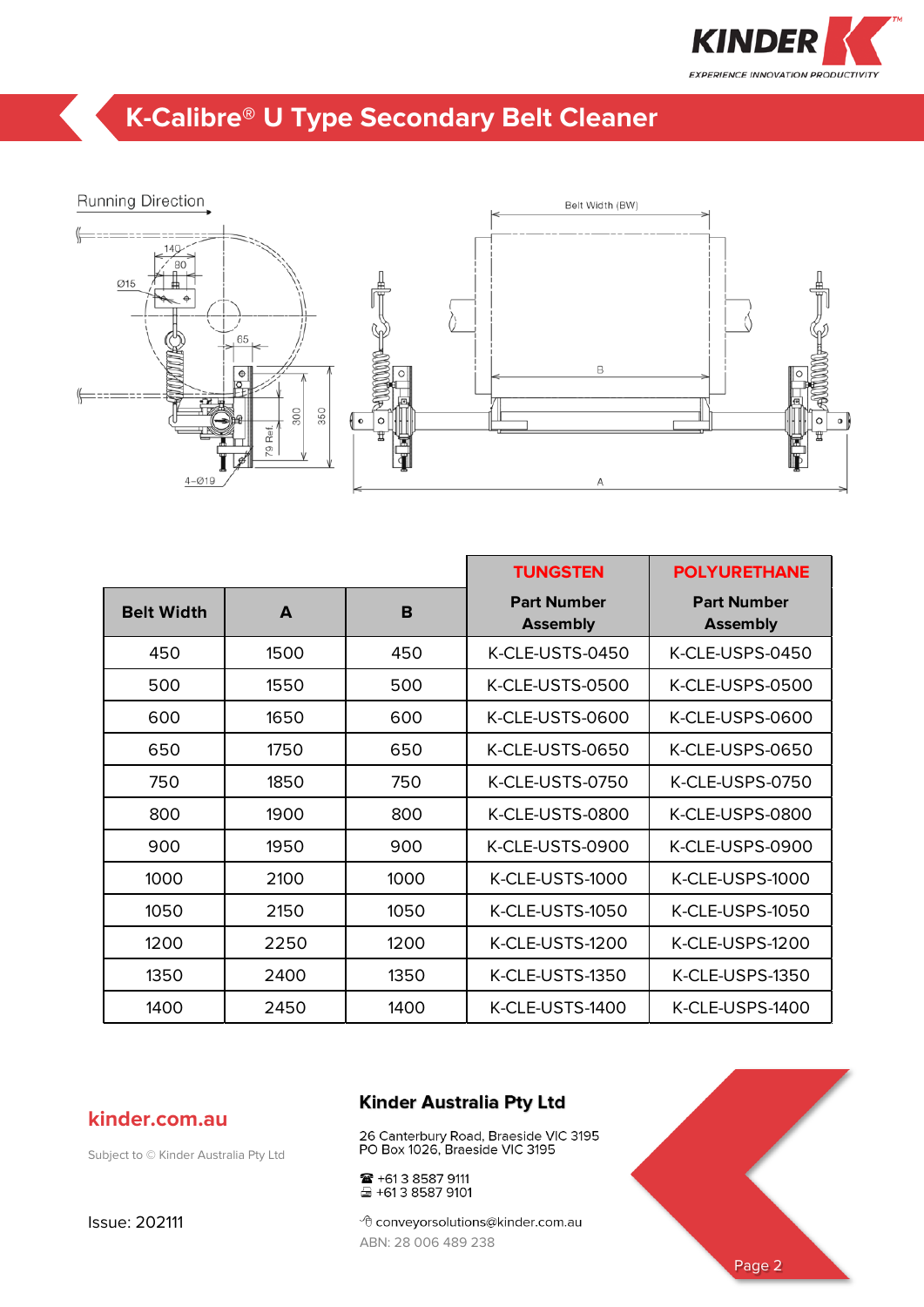# K-Calibre® U Type Secondary Belt Cleaner

Running Direction

140
80
Ø15
65
300
350
79 Ref.
4–Ø19

Belt Width (BW)
B
A

| Belt Width | A | B | TUNGSTEN Part Number Assembly | POLYURETHANE Part Number Assembly |
|---|---|---|---|---|
| 450 | 1500 | 450 | K-CLE-USTS-0450 | K-CLE-USPS-0450 |
| 500 | 1550 | 500 | K-CLE-USTS-0500 | K-CLE-USPS-0500 |
| 600 | 1650 | 600 | K-CLE-USTS-0600 | K-CLE-USPS-0600 |
| 650 | 1750 | 650 | K-CLE-USTS-0650 | K-CLE-USPS-0650 |
| 750 | 1850 | 750 | K-CLE-USTS-0750 | K-CLE-USPS-0750 |
| 800 | 1900 | 800 | K-CLE-USTS-0800 | K-CLE-USPS-0800 |
| 900 | 1950 | 900 | K-CLE-USTS-0900 | K-CLE-USPS-0900 |
| 1000 | 2100 | 1000 | K-CLE-USTS-1000 | K-CLE-USPS-1000 |
| 1050 | 2150 | 1050 | K-CLE-USTS-1050 | K-CLE-USPS-1050 |
| 1200 | 2250 | 1200 | K-CLE-USTS-1200 | K-CLE-USPS-1200 |
| 1350 | 2400 | 1350 | K-CLE-USTS-1350 | K-CLE-USPS-1350 |
| 1400 | 2450 | 1400 | K-CLE-USTS-1400 | K-CLE-USPS-1400 |

**kinder.com.au**

Subject to © Kinder Australia Pty Ltd

Issue: 202111

**Kinder Australia Pty Ltd**

26 Canterbury Road, Braeside VIC 3195
PO Box 1026, Braeside VIC 3195

☎ +61 3 8587 9111
🖷 +61 3 8587 9101

conveyorsolutions@kinder.com.au
ABN: 28 006 489 238